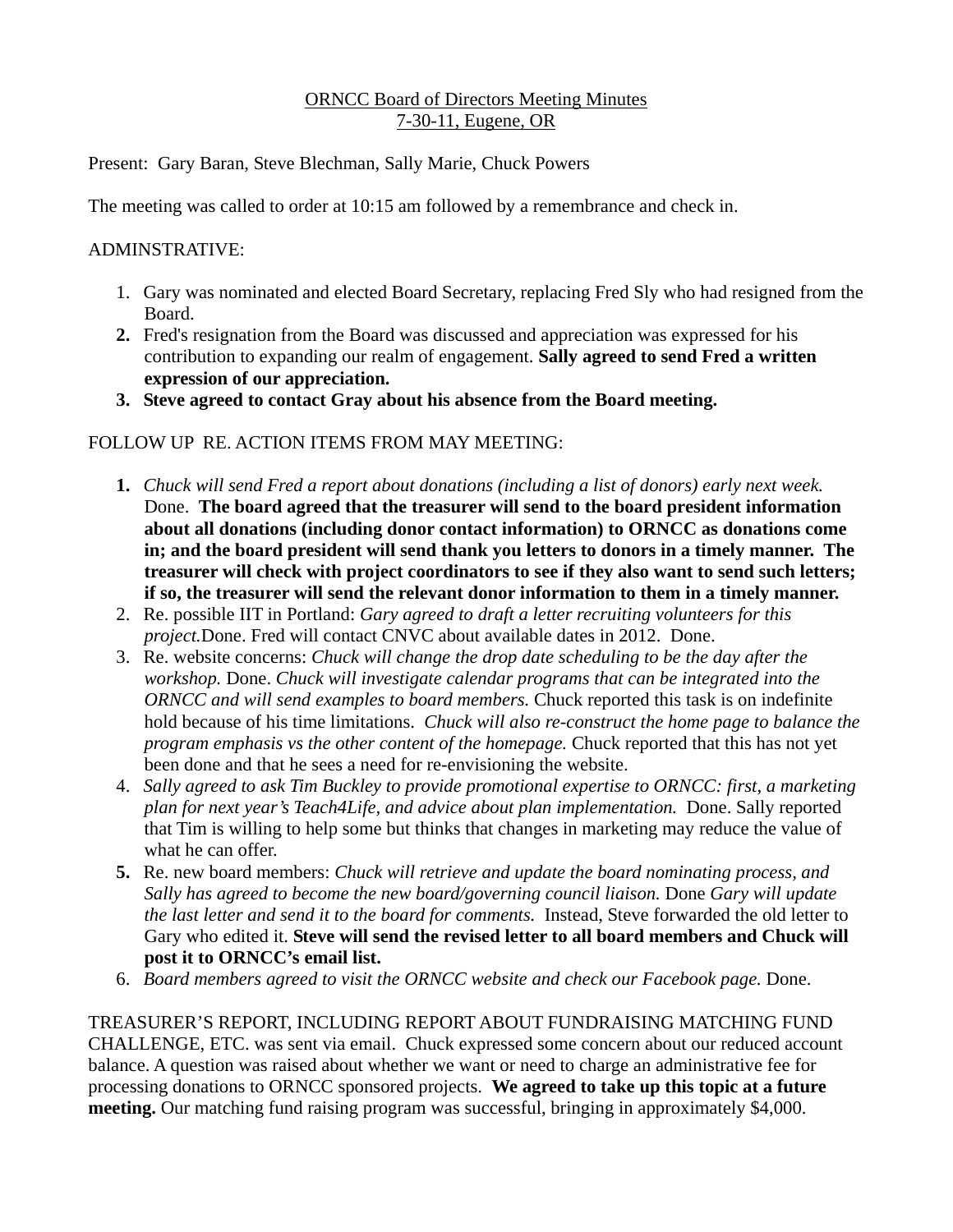<u>ORNCC Board of Directors Meeting Minutes</u>
<u>7-30-11, Eugene, OR</u>

Present: Gary Baran, Steve Blechman, Sally Marie, Chuck Powers

The meeting was called to order at 10:15 am followed by a remembrance and check in.

ADMINSTRATIVE:

1. Gary was nominated and elected Board Secretary, replacing Fred Sly who had resigned from the Board.
2. Fred's resignation from the Board was discussed and appreciation was expressed for his contribution to expanding our realm of engagement. **Sally agreed to send Fred a written expression of our appreciation.**
3. **Steve agreed to contact Gray about his absence from the Board meeting.**

FOLLOW UP RE. ACTION ITEMS FROM MAY MEETING:

1. *Chuck will send Fred a report about donations (including a list of donors) early next week.* Done. **The board agreed that the treasurer will send to the board president information about all donations (including donor contact information) to ORNCC as donations come in; and the board president will send thank you letters to donors in a timely manner. The treasurer will check with project coordinators to see if they also want to send such letters; if so, the treasurer will send the relevant donor information to them in a timely manner.**
2. Re. possible IIT in Portland: *Gary agreed to draft a letter recruiting volunteers for this project.*Done. Fred will contact CNVC about available dates in 2012. Done.
3. Re. website concerns: *Chuck will change the drop date scheduling to be the day after the workshop.* Done. *Chuck will investigate calendar programs that can be integrated into the ORNCC and will send examples to board members.* Chuck reported this task is on indefinite hold because of his time limitations. *Chuck will also re-construct the home page to balance the program emphasis vs the other content of the homepage.* Chuck reported that this has not yet been done and that he sees a need for re-envisioning the website.
4. *Sally agreed to ask Tim Buckley to provide promotional expertise to ORNCC: first, a marketing plan for next year's Teach4Life, and advice about plan implementation.* Done. Sally reported that Tim is willing to help some but thinks that changes in marketing may reduce the value of what he can offer.
5. Re. new board members: *Chuck will retrieve and update the board nominating process, and Sally has agreed to become the new board/governing council liaison.* Done *Gary will update the last letter and send it to the board for comments.* Instead, Steve forwarded the old letter to Gary who edited it. **Steve will send the revised letter to all board members and Chuck will post it to ORNCC's email list.**
6. *Board members agreed to visit the ORNCC website and check our Facebook page.* Done.

TREASURER'S REPORT, INCLUDING REPORT ABOUT FUNDRAISING MATCHING FUND CHALLENGE, ETC. was sent via email. Chuck expressed some concern about our reduced account balance. A question was raised about whether we want or need to charge an administrative fee for processing donations to ORNCC sponsored projects. **We agreed to take up this topic at a future meeting.** Our matching fund raising program was successful, bringing in approximately $4,000.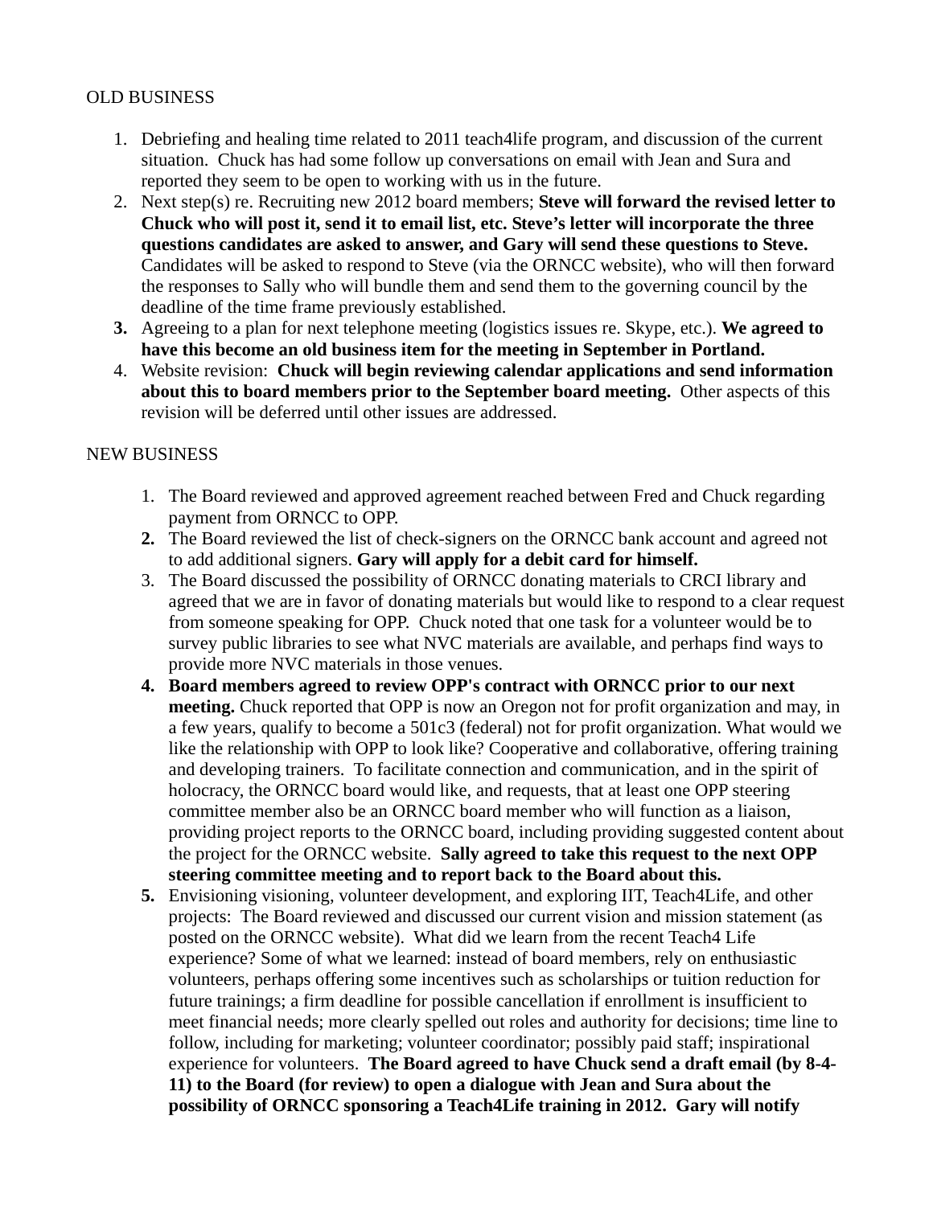OLD BUSINESS

1. Debriefing and healing time related to 2011 teach4life program, and discussion of the current situation. Chuck has had some follow up conversations on email with Jean and Sura and reported they seem to be open to working with us in the future.
2. Next step(s) re. Recruiting new 2012 board members; **Steve will forward the revised letter to Chuck who will post it, send it to email list, etc. Steve's letter will incorporate the three questions candidates are asked to answer, and Gary will send these questions to Steve.** Candidates will be asked to respond to Steve (via the ORNCC website), who will then forward the responses to Sally who will bundle them and send them to the governing council by the deadline of the time frame previously established.
3. Agreeing to a plan for next telephone meeting (logistics issues re. Skype, etc.). **We agreed to have this become an old business item for the meeting in September in Portland.**
4. Website revision: **Chuck will begin reviewing calendar applications and send information about this to board members prior to the September board meeting.** Other aspects of this revision will be deferred until other issues are addressed.

NEW BUSINESS

1. The Board reviewed and approved agreement reached between Fred and Chuck regarding payment from ORNCC to OPP.
2. The Board reviewed the list of check-signers on the ORNCC bank account and agreed not to add additional signers. **Gary will apply for a debit card for himself.**
3. The Board discussed the possibility of ORNCC donating materials to CRCI library and agreed that we are in favor of donating materials but would like to respond to a clear request from someone speaking for OPP. Chuck noted that one task for a volunteer would be to survey public libraries to see what NVC materials are available, and perhaps find ways to provide more NVC materials in those venues.
4. **Board members agreed to review OPP's contract with ORNCC prior to our next meeting.** Chuck reported that OPP is now an Oregon not for profit organization and may, in a few years, qualify to become a 501c3 (federal) not for profit organization. What would we like the relationship with OPP to look like? Cooperative and collaborative, offering training and developing trainers. To facilitate connection and communication, and in the spirit of holocracy, the ORNCC board would like, and requests, that at least one OPP steering committee member also be an ORNCC board member who will function as a liaison, providing project reports to the ORNCC board, including providing suggested content about the project for the ORNCC website. **Sally agreed to take this request to the next OPP steering committee meeting and to report back to the Board about this.**
5. Envisioning visioning, volunteer development, and exploring IIT, Teach4Life, and other projects: The Board reviewed and discussed our current vision and mission statement (as posted on the ORNCC website). What did we learn from the recent Teach4 Life experience? Some of what we learned: instead of board members, rely on enthusiastic volunteers, perhaps offering some incentives such as scholarships or tuition reduction for future trainings; a firm deadline for possible cancellation if enrollment is insufficient to meet financial needs; more clearly spelled out roles and authority for decisions; time line to follow, including for marketing; volunteer coordinator; possibly paid staff; inspirational experience for volunteers. **The Board agreed to have Chuck send a draft email (by 8-4-11) to the Board (for review) to open a dialogue with Jean and Sura about the possibility of ORNCC sponsoring a Teach4Life training in 2012. Gary will notify**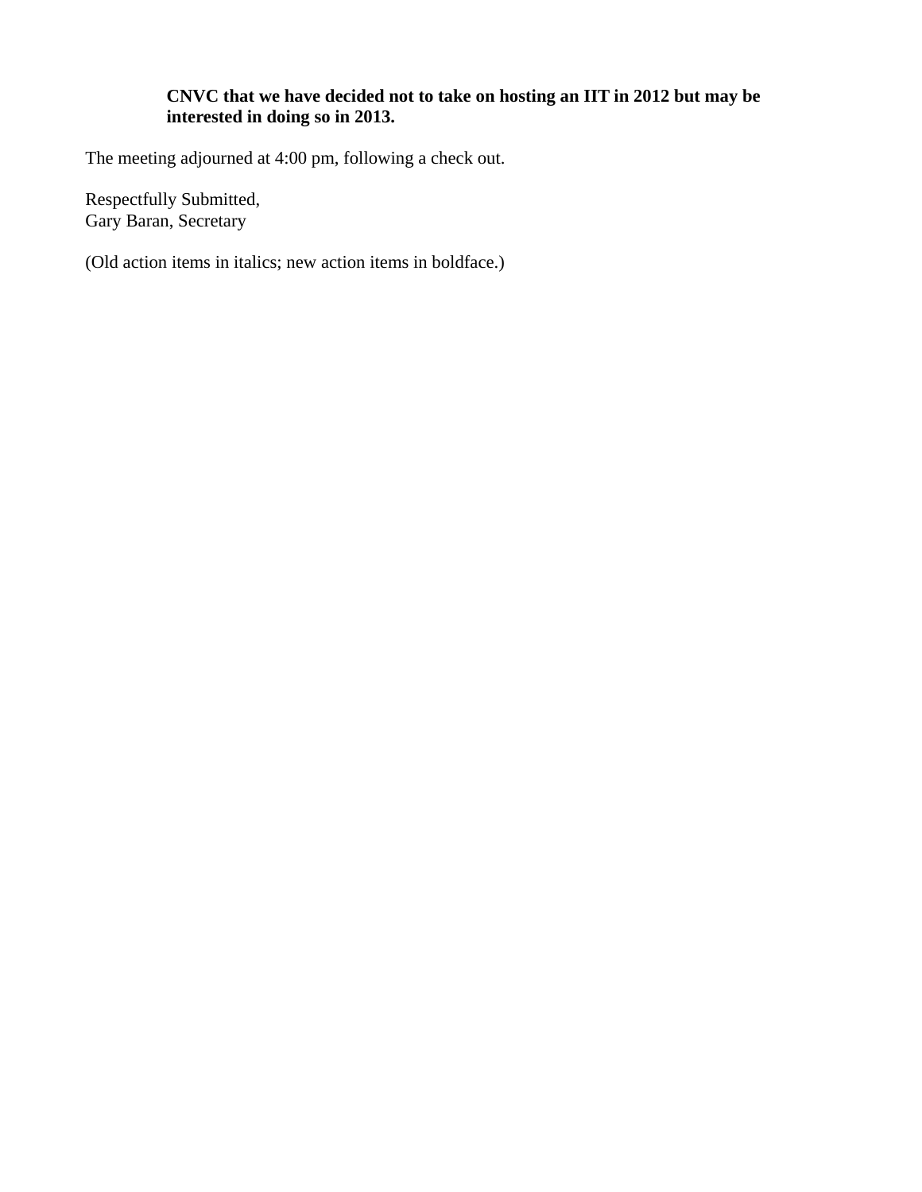**CNVC that we have decided not to take on hosting an IIT in 2012 but may be interested in doing so in 2013.**

The meeting adjourned at 4:00 pm, following a check out.

Respectfully Submitted,
Gary Baran, Secretary

(Old action items in italics; new action items in boldface.)